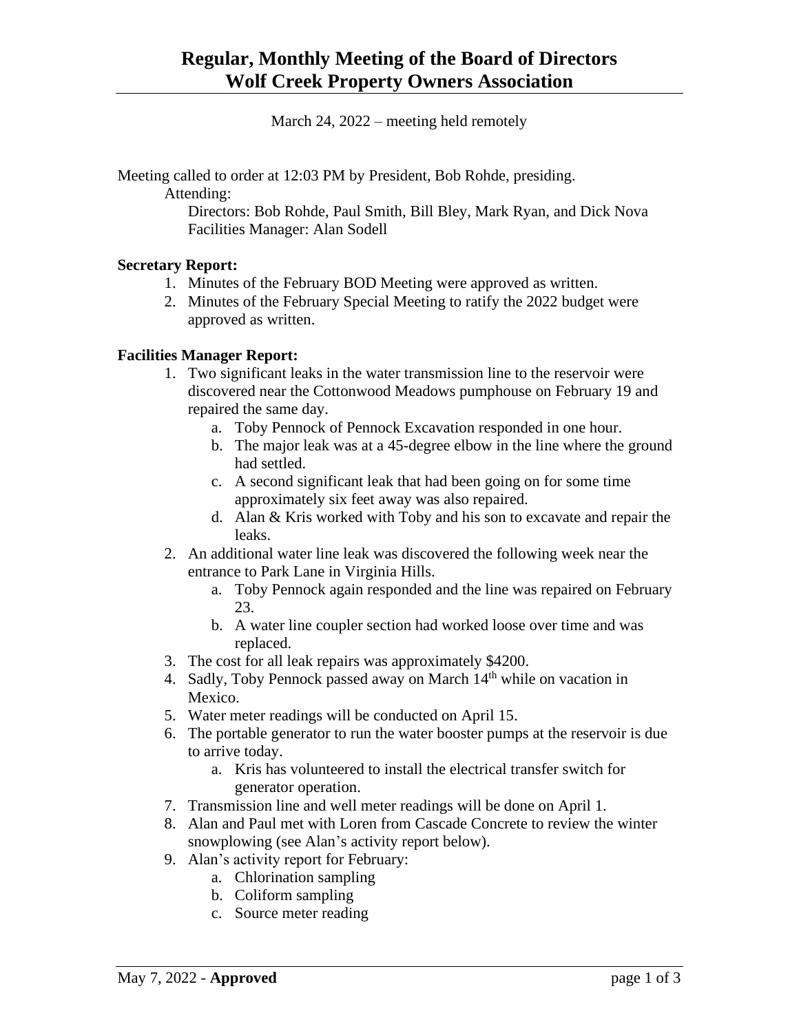# Regular, Monthly Meeting of the Board of Directors Wolf Creek Property Owners Association

March 24, 2022 – meeting held remotely

Meeting called to order at 12:03 PM by President, Bob Rohde, presiding.

Attending:

Directors: Bob Rohde, Paul Smith, Bill Bley, Mark Ryan, and Dick Nova
Facilities Manager: Alan Sodell

**Secretary Report:**

1. Minutes of the February BOD Meeting were approved as written.
2. Minutes of the February Special Meeting to ratify the 2022 budget were approved as written.

**Facilities Manager Report:**

1. Two significant leaks in the water transmission line to the reservoir were discovered near the Cottonwood Meadows pumphouse on February 19 and repaired the same day.
    a. Toby Pennock of Pennock Excavation responded in one hour.
    b. The major leak was at a 45-degree elbow in the line where the ground had settled.
    c. A second significant leak that had been going on for some time approximately six feet away was also repaired.
    d. Alan & Kris worked with Toby and his son to excavate and repair the leaks.
2. An additional water line leak was discovered the following week near the entrance to Park Lane in Virginia Hills.
    a. Toby Pennock again responded and the line was repaired on February 23.
    b. A water line coupler section had worked loose over time and was replaced.
3. The cost for all leak repairs was approximately $4200.
4. Sadly, Toby Pennock passed away on March 14th while on vacation in Mexico.
5. Water meter readings will be conducted on April 15.
6. The portable generator to run the water booster pumps at the reservoir is due to arrive today.
    a. Kris has volunteered to install the electrical transfer switch for generator operation.
7. Transmission line and well meter readings will be done on April 1.
8. Alan and Paul met with Loren from Cascade Concrete to review the winter snowplowing (see Alan's activity report below).
9. Alan's activity report for February:
    a. Chlorination sampling
    b. Coliform sampling
    c. Source meter reading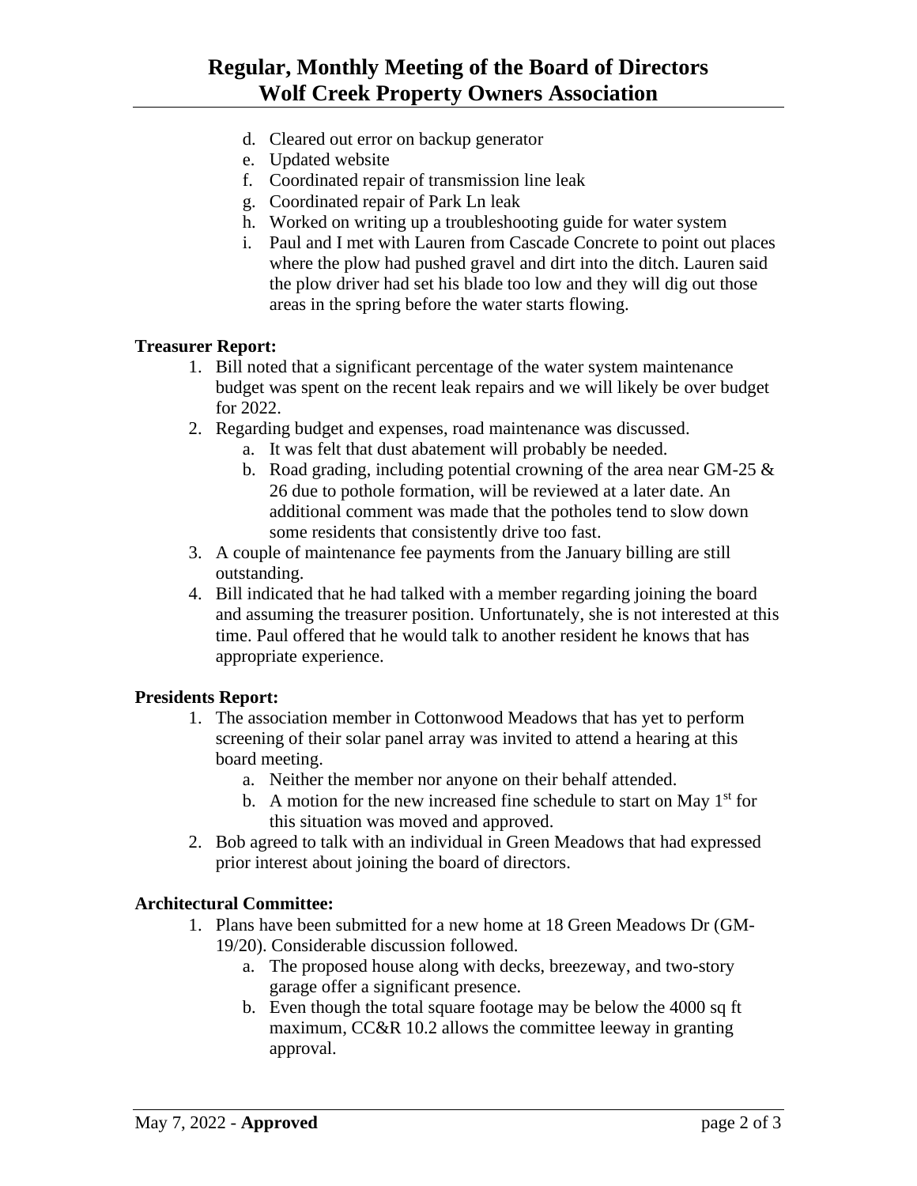d. Cleared out error on backup generator
e. Updated website
f. Coordinated repair of transmission line leak
g. Coordinated repair of Park Ln leak
h. Worked on writing up a troubleshooting guide for water system
i. Paul and I met with Lauren from Cascade Concrete to point out places where the plow had pushed gravel and dirt into the ditch. Lauren said the plow driver had set his blade too low and they will dig out those areas in the spring before the water starts flowing.

**Treasurer Report:**

1. Bill noted that a significant percentage of the water system maintenance budget was spent on the recent leak repairs and we will likely be over budget for 2022.
2. Regarding budget and expenses, road maintenance was discussed.
   a. It was felt that dust abatement will probably be needed.
   b. Road grading, including potential crowning of the area near GM-25 & 26 due to pothole formation, will be reviewed at a later date. An additional comment was made that the potholes tend to slow down some residents that consistently drive too fast.
3. A couple of maintenance fee payments from the January billing are still outstanding.
4. Bill indicated that he had talked with a member regarding joining the board and assuming the treasurer position. Unfortunately, she is not interested at this time. Paul offered that he would talk to another resident he knows that has appropriate experience.

**Presidents Report:**

1. The association member in Cottonwood Meadows that has yet to perform screening of their solar panel array was invited to attend a hearing at this board meeting.
   a. Neither the member nor anyone on their behalf attended.
   b. A motion for the new increased fine schedule to start on May 1st for this situation was moved and approved.
2. Bob agreed to talk with an individual in Green Meadows that had expressed prior interest about joining the board of directors.

**Architectural Committee:**

1. Plans have been submitted for a new home at 18 Green Meadows Dr (GM-19/20). Considerable discussion followed.
   a. The proposed house along with decks, breezeway, and two-story garage offer a significant presence.
   b. Even though the total square footage may be below the 4000 sq ft maximum, CC&R 10.2 allows the committee leeway in granting approval.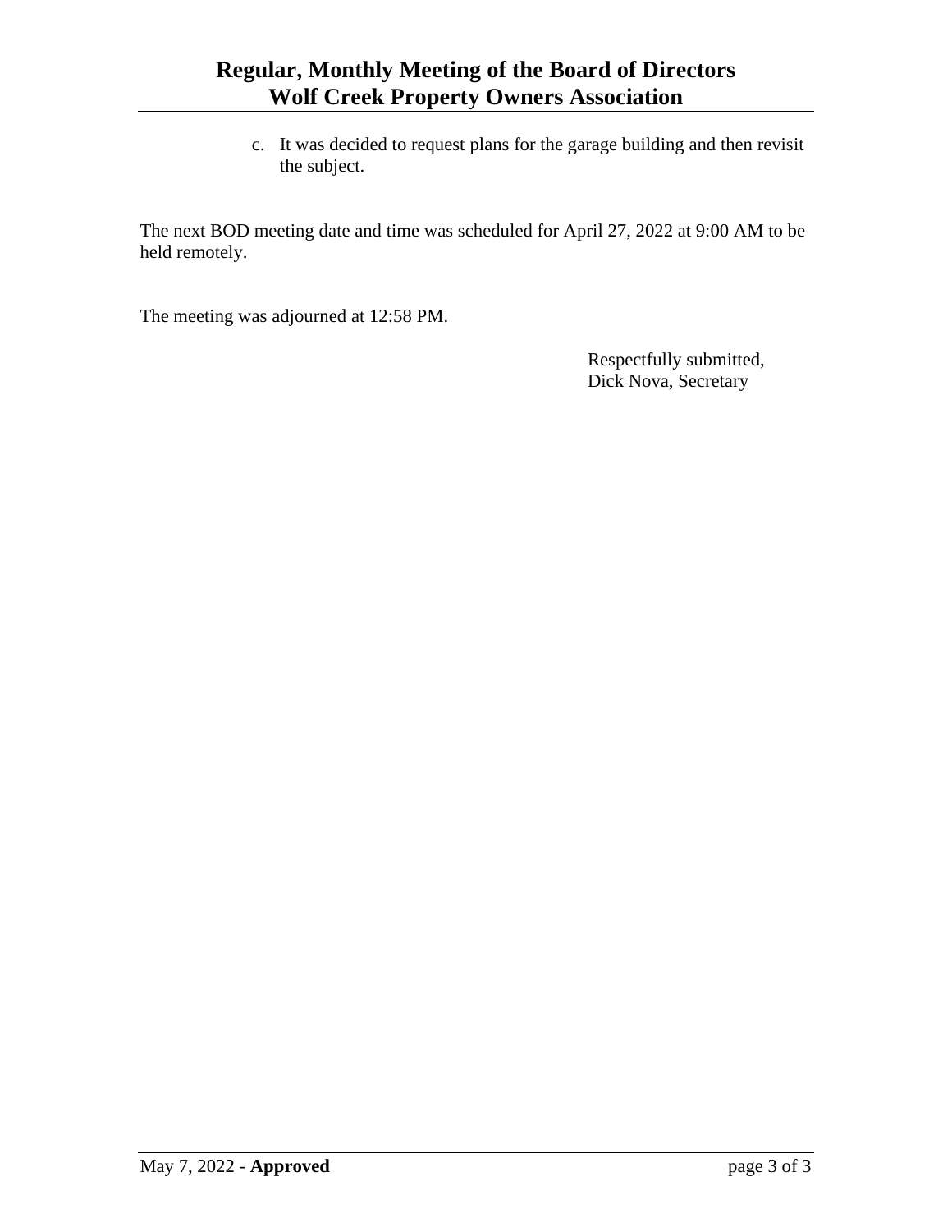c. It was decided to request plans for the garage building and then revisit the subject.

The next BOD meeting date and time was scheduled for April 27, 2022 at 9:00 AM to be held remotely.

The meeting was adjourned at 12:58 PM.

Respectfully submitted,
Dick Nova, Secretary